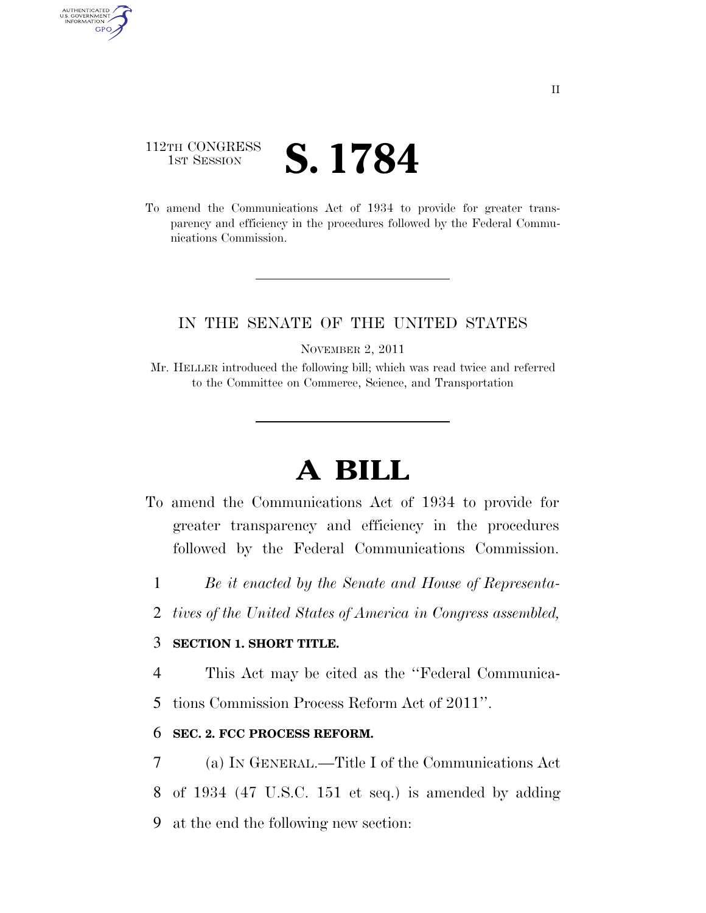112TH CONGRESS
1ST SESSION

# S. 1784

To amend the Communications Act of 1934 to provide for greater transparency and efficiency in the procedures followed by the Federal Communications Commission.

IN THE SENATE OF THE UNITED STATES

NOVEMBER 2, 2011

Mr. HELLER introduced the following bill; which was read twice and referred to the Committee on Commerce, Science, and Transportation

# A BILL

To amend the Communications Act of 1934 to provide for greater transparency and efficiency in the procedures followed by the Federal Communications Commission.

*Be it enacted by the Senate and House of Representatives of the United States of America in Congress assembled,*

**SECTION 1. SHORT TITLE.**

This Act may be cited as the ''Federal Communications Commission Process Reform Act of 2011''.

**SEC. 2. FCC PROCESS REFORM.**

(a) IN GENERAL.—Title I of the Communications Act of 1934 (47 U.S.C. 151 et seq.) is amended by adding at the end the following new section: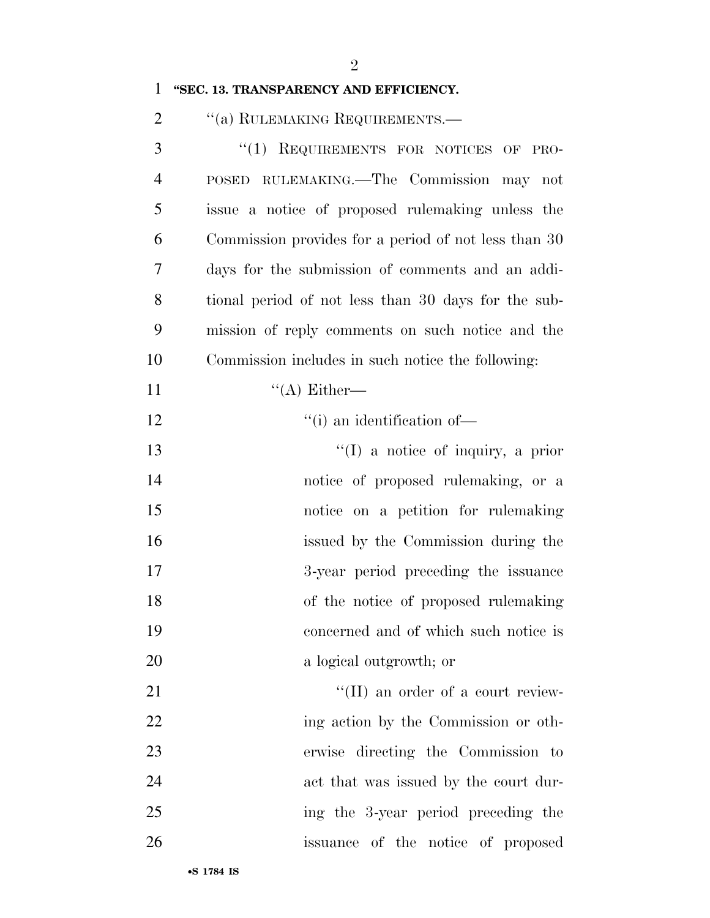**"SEC. 13. TRANSPARENCY AND EFFICIENCY.**

"(a) RULEMAKING REQUIREMENTS.—

"(1) REQUIREMENTS FOR NOTICES OF PROPOSED RULEMAKING.—The Commission may not issue a notice of proposed rulemaking unless the Commission provides for a period of not less than 30 days for the submission of comments and an additional period of not less than 30 days for the submission of reply comments on such notice and the Commission includes in such notice the following:

"(A) Either—

"(i) an identification of—

"(I) a notice of inquiry, a prior notice of proposed rulemaking, or a notice on a petition for rulemaking issued by the Commission during the 3-year period preceding the issuance of the notice of proposed rulemaking concerned and of which such notice is a logical outgrowth; or

"(II) an order of a court reviewing action by the Commission or otherwise directing the Commission to act that was issued by the court during the 3-year period preceding the issuance of the notice of proposed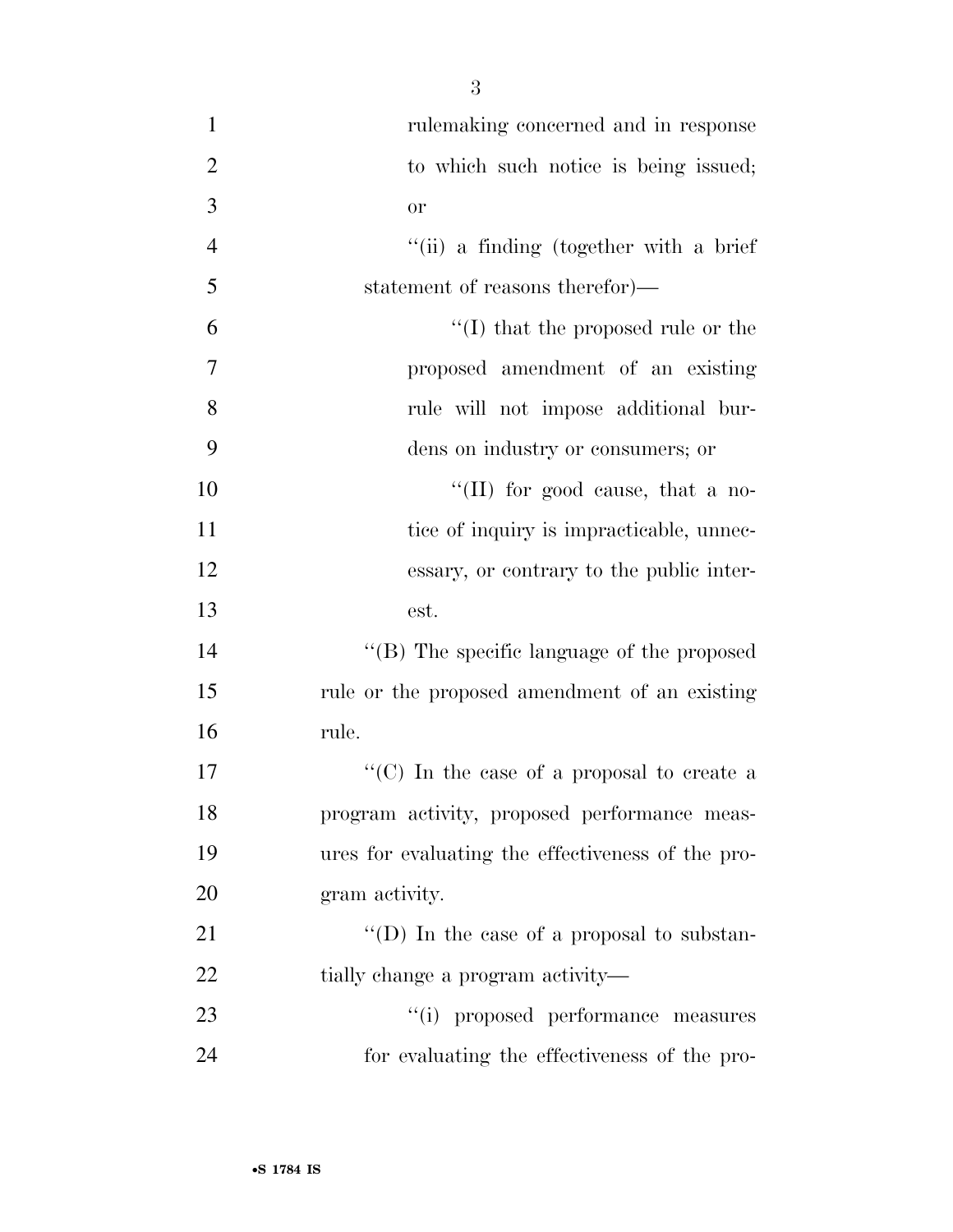rulemaking concerned and in response to which such notice is being issued; or

''(ii) a finding (together with a brief statement of reasons therefor)—

''(I) that the proposed rule or the proposed amendment of an existing rule will not impose additional burdens on industry or consumers; or

''(II) for good cause, that a notice of inquiry is impracticable, unnecessary, or contrary to the public interest.

''(B) The specific language of the proposed rule or the proposed amendment of an existing rule.

''(C) In the case of a proposal to create a program activity, proposed performance measures for evaluating the effectiveness of the program activity.

''(D) In the case of a proposal to substantially change a program activity—

''(i) proposed performance measures for evaluating the effectiveness of the pro-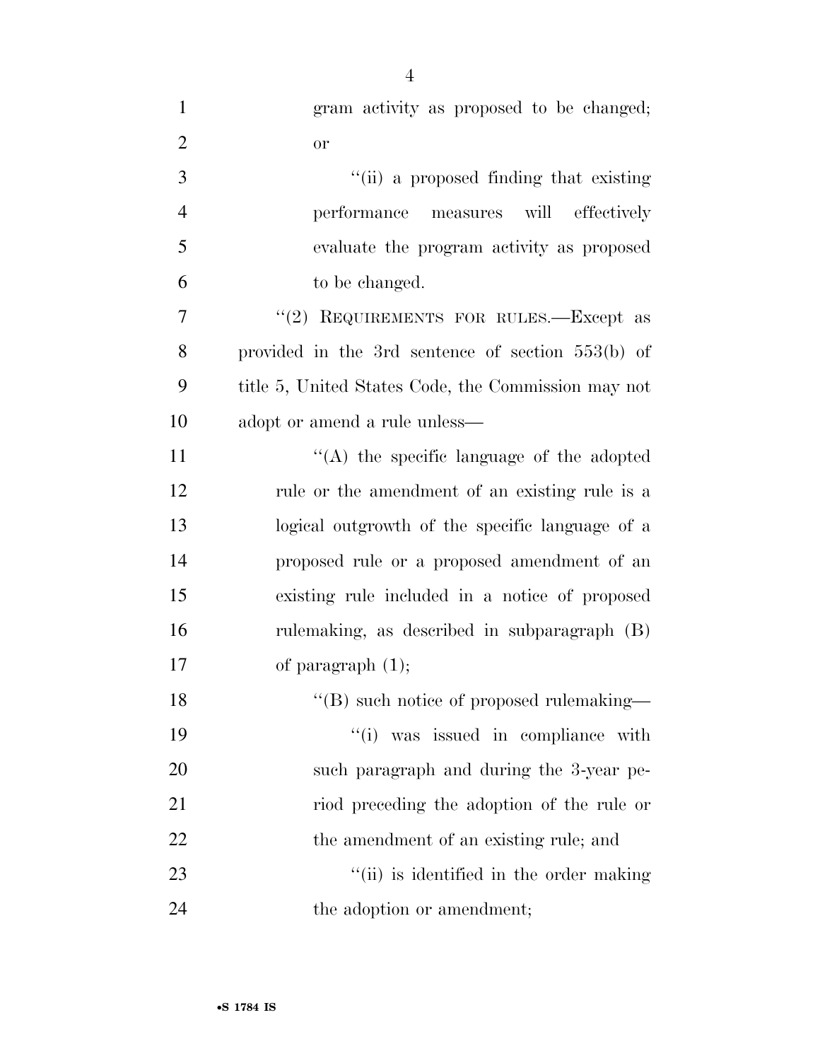gram activity as proposed to be changed; or

"(ii) a proposed finding that existing performance measures will effectively evaluate the program activity as proposed to be changed.

"(2) REQUIREMENTS FOR RULES.—Except as provided in the 3rd sentence of section 553(b) of title 5, United States Code, the Commission may not adopt or amend a rule unless—

"(A) the specific language of the adopted rule or the amendment of an existing rule is a logical outgrowth of the specific language of a proposed rule or a proposed amendment of an existing rule included in a notice of proposed rulemaking, as described in subparagraph (B) of paragraph (1);

"(B) such notice of proposed rulemaking—

"(i) was issued in compliance with such paragraph and during the 3-year period preceding the adoption of the rule or the amendment of an existing rule; and

"(ii) is identified in the order making the adoption or amendment;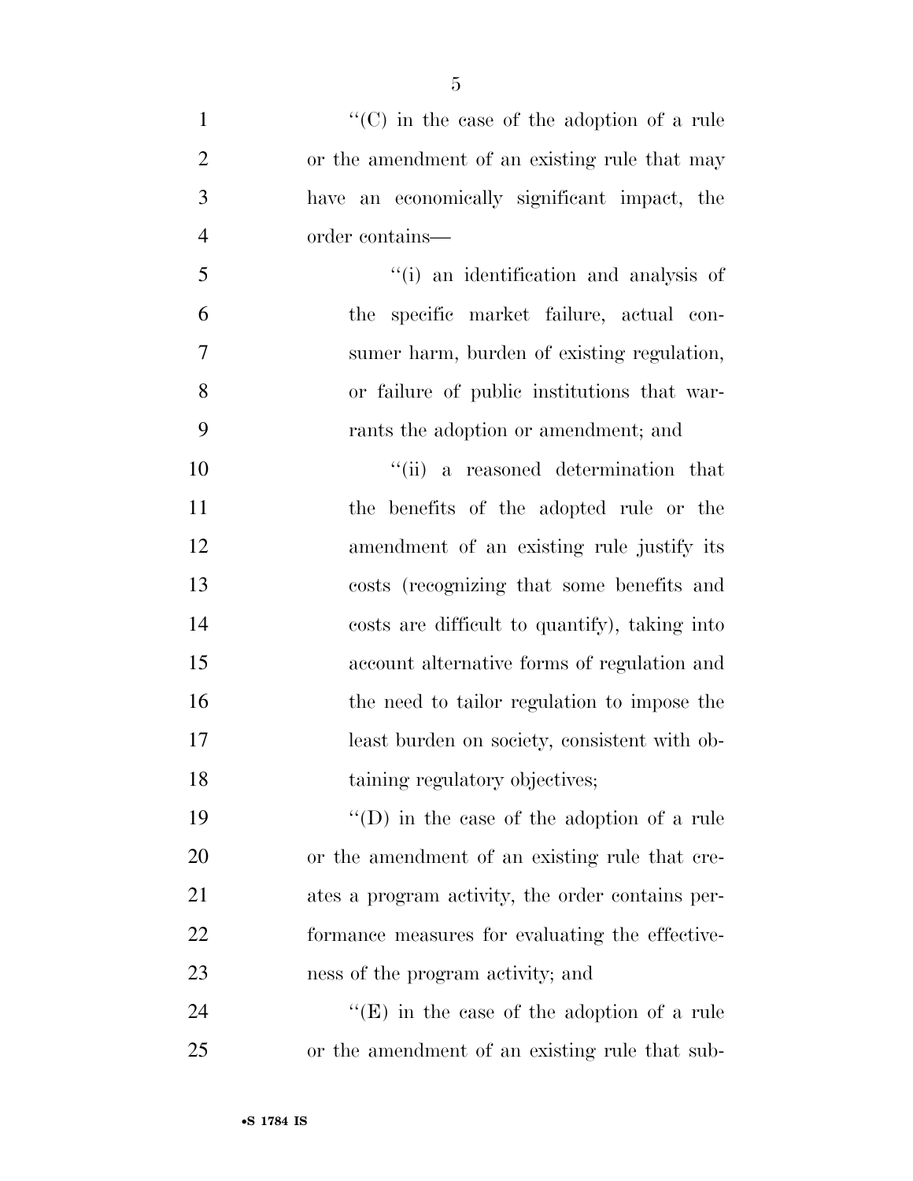''(C) in the case of the adoption of a rule or the amendment of an existing rule that may have an economically significant impact, the order contains—

''(i) an identification and analysis of the specific market failure, actual consumer harm, burden of existing regulation, or failure of public institutions that warrants the adoption or amendment; and

''(ii) a reasoned determination that the benefits of the adopted rule or the amendment of an existing rule justify its costs (recognizing that some benefits and costs are difficult to quantify), taking into account alternative forms of regulation and the need to tailor regulation to impose the least burden on society, consistent with obtaining regulatory objectives;

''(D) in the case of the adoption of a rule or the amendment of an existing rule that creates a program activity, the order contains performance measures for evaluating the effectiveness of the program activity; and

''(E) in the case of the adoption of a rule or the amendment of an existing rule that sub-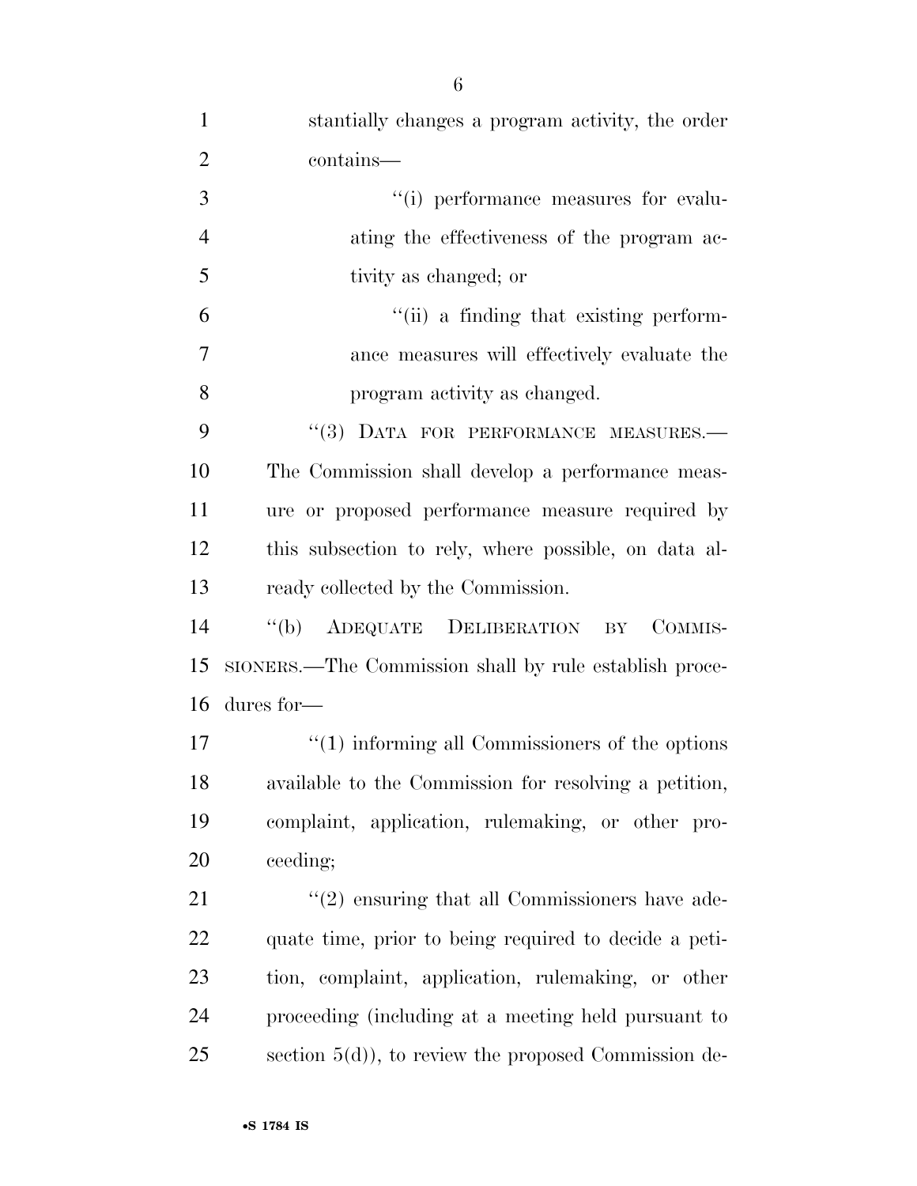stantially changes a program activity, the order contains—

"(i) performance measures for evaluating the effectiveness of the program activity as changed; or

"(ii) a finding that existing performance measures will effectively evaluate the program activity as changed.

"(3) DATA FOR PERFORMANCE MEASURES.—The Commission shall develop a performance measure or proposed performance measure required by this subsection to rely, where possible, on data already collected by the Commission.

"(b) ADEQUATE DELIBERATION BY COMMISSIONERS.—The Commission shall by rule establish procedures for—

"(1) informing all Commissioners of the options available to the Commission for resolving a petition, complaint, application, rulemaking, or other proceeding;

"(2) ensuring that all Commissioners have adequate time, prior to being required to decide a petition, complaint, application, rulemaking, or other proceeding (including at a meeting held pursuant to section 5(d)), to review the proposed Commission de-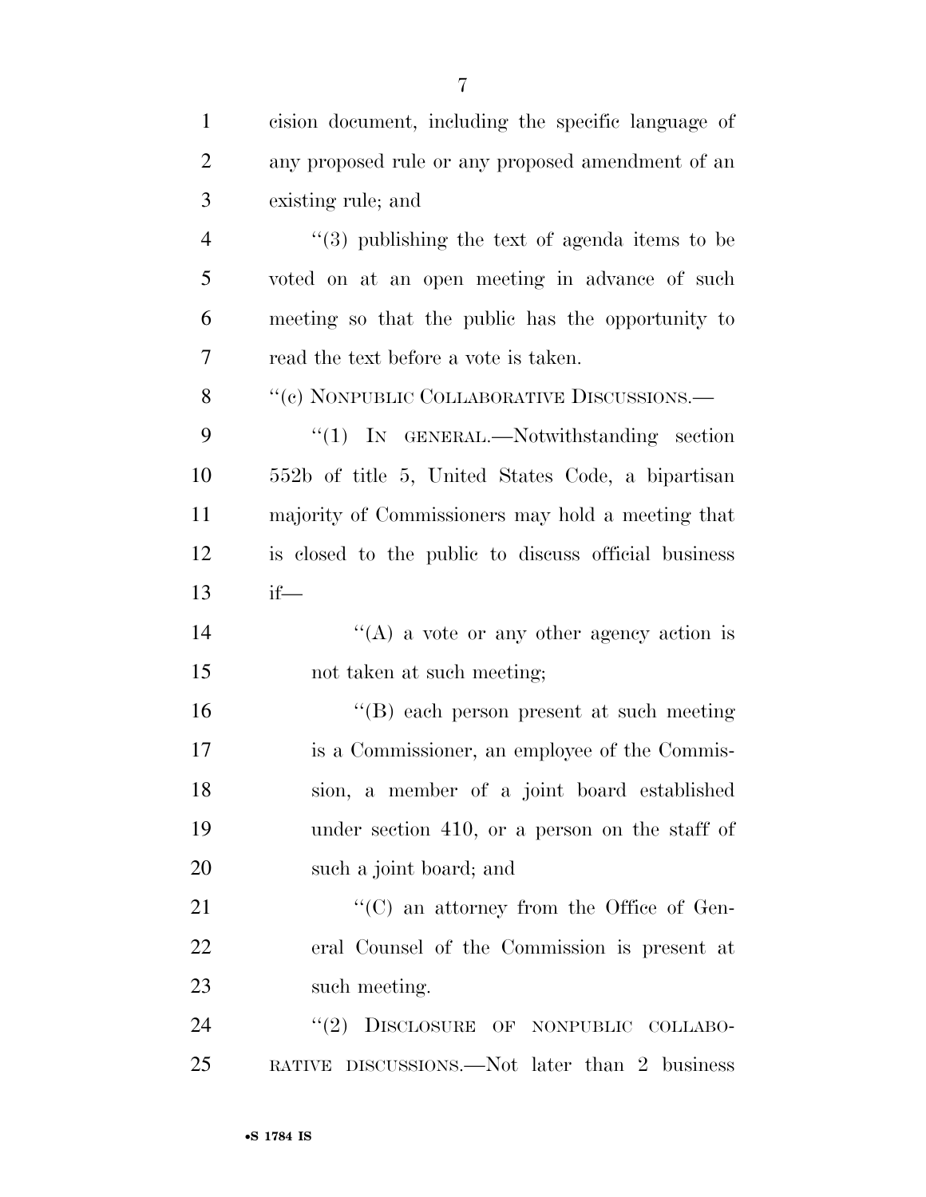cision document, including the specific language of any proposed rule or any proposed amendment of an existing rule; and

"(3) publishing the text of agenda items to be voted on at an open meeting in advance of such meeting so that the public has the opportunity to read the text before a vote is taken.

"(c) NONPUBLIC COLLABORATIVE DISCUSSIONS.—

"(1) IN GENERAL.—Notwithstanding section 552b of title 5, United States Code, a bipartisan majority of Commissioners may hold a meeting that is closed to the public to discuss official business if—

"(A) a vote or any other agency action is not taken at such meeting;

"(B) each person present at such meeting is a Commissioner, an employee of the Commission, a member of a joint board established under section 410, or a person on the staff of such a joint board; and

"(C) an attorney from the Office of General Counsel of the Commission is present at such meeting.

"(2) DISCLOSURE OF NONPUBLIC COLLABORATIVE DISCUSSIONS.—Not later than 2 business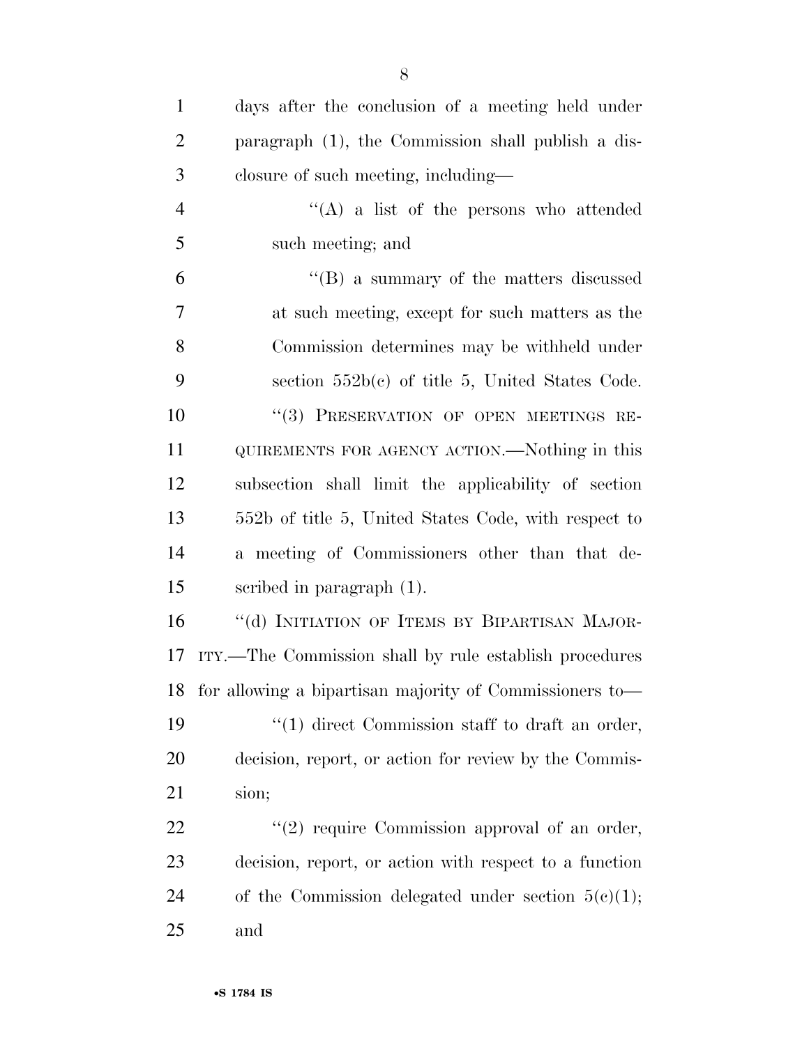days after the conclusion of a meeting held under paragraph (1), the Commission shall publish a disclosure of such meeting, including—

''(A) a list of the persons who attended such meeting; and

''(B) a summary of the matters discussed at such meeting, except for such matters as the Commission determines may be withheld under section 552b(c) of title 5, United States Code.

''(3) PRESERVATION OF OPEN MEETINGS REQUIREMENTS FOR AGENCY ACTION.—Nothing in this subsection shall limit the applicability of section 552b of title 5, United States Code, with respect to a meeting of Commissioners other than that described in paragraph (1).

''(d) INITIATION OF ITEMS BY BIPARTISAN MAJORITY.—The Commission shall by rule establish procedures for allowing a bipartisan majority of Commissioners to—

''(1) direct Commission staff to draft an order, decision, report, or action for review by the Commission;

''(2) require Commission approval of an order, decision, report, or action with respect to a function of the Commission delegated under section 5(c)(1); and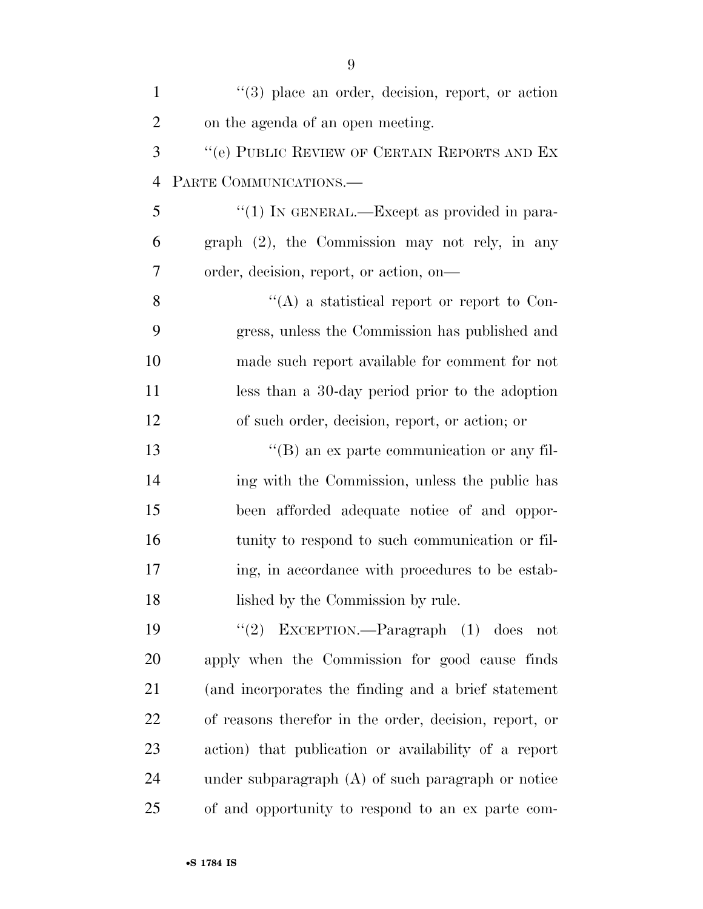"(3) place an order, decision, report, or action on the agenda of an open meeting.

"(e) PUBLIC REVIEW OF CERTAIN REPORTS AND EX PARTE COMMUNICATIONS.—

"(1) IN GENERAL.—Except as provided in paragraph (2), the Commission may not rely, in any order, decision, report, or action, on—

"(A) a statistical report or report to Congress, unless the Commission has published and made such report available for comment for not less than a 30-day period prior to the adoption of such order, decision, report, or action; or

"(B) an ex parte communication or any filing with the Commission, unless the public has been afforded adequate notice of and opportunity to respond to such communication or filing, in accordance with procedures to be established by the Commission by rule.

"(2) EXCEPTION.—Paragraph (1) does not apply when the Commission for good cause finds (and incorporates the finding and a brief statement of reasons therefor in the order, decision, report, or action) that publication or availability of a report under subparagraph (A) of such paragraph or notice of and opportunity to respond to an ex parte com-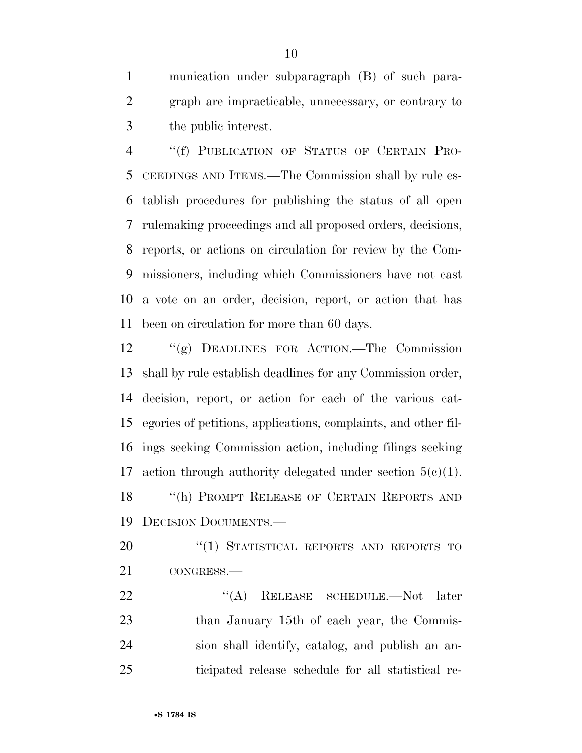munication under subparagraph (B) of such paragraph are impracticable, unnecessary, or contrary to the public interest.

''(f) PUBLICATION OF STATUS OF CERTAIN PROCEEDINGS AND ITEMS.—The Commission shall by rule establish procedures for publishing the status of all open rulemaking proceedings and all proposed orders, decisions, reports, or actions on circulation for review by the Commissioners, including which Commissioners have not cast a vote on an order, decision, report, or action that has been on circulation for more than 60 days.

''(g) DEADLINES FOR ACTION.—The Commission shall by rule establish deadlines for any Commission order, decision, report, or action for each of the various categories of petitions, applications, complaints, and other filings seeking Commission action, including filings seeking action through authority delegated under section 5(c)(1).

''(h) PROMPT RELEASE OF CERTAIN REPORTS AND DECISION DOCUMENTS.—

''(1) STATISTICAL REPORTS AND REPORTS TO CONGRESS.—

''(A) RELEASE SCHEDULE.—Not later than January 15th of each year, the Commission shall identify, catalog, and publish an anticipated release schedule for all statistical re-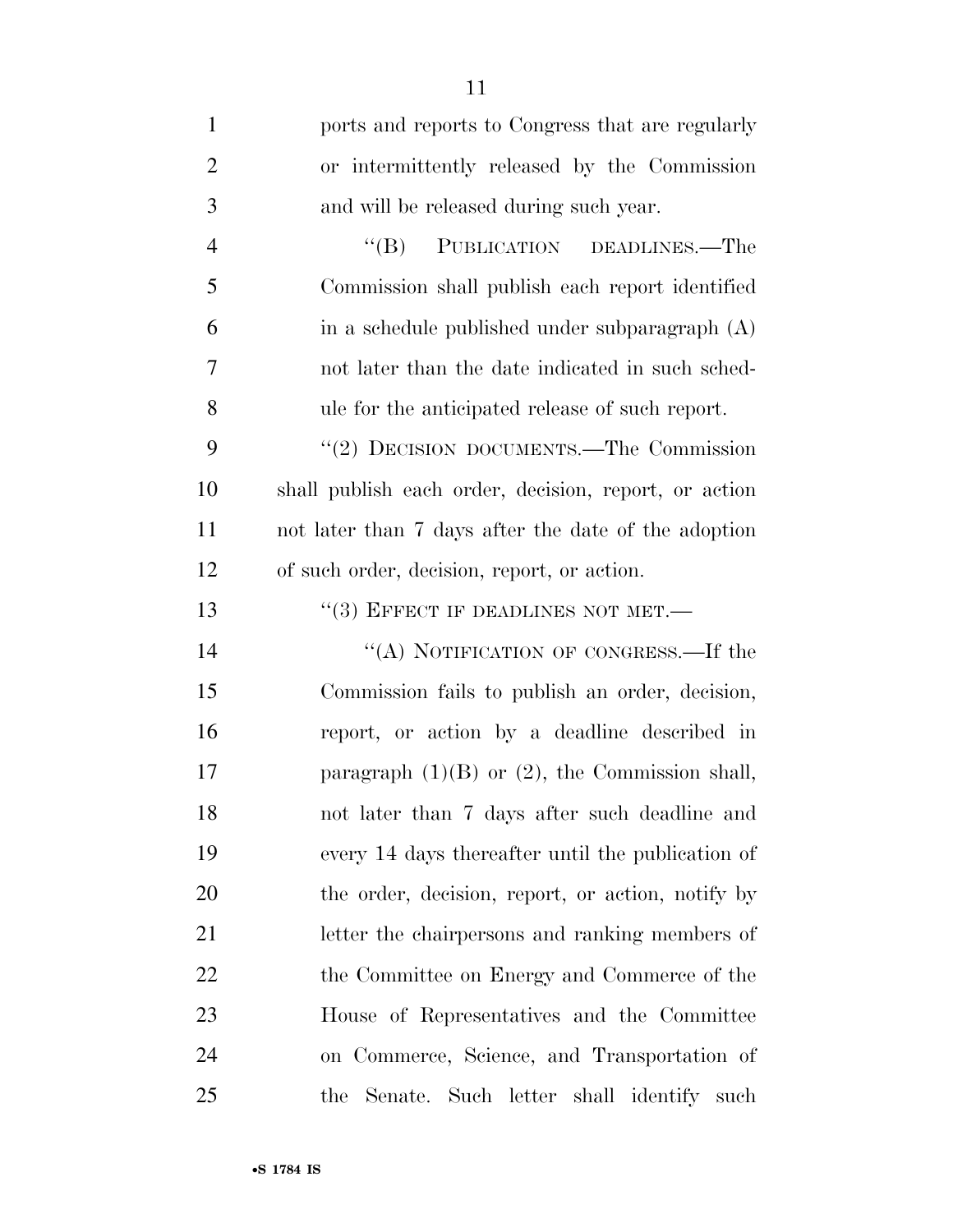ports and reports to Congress that are regularly or intermittently released by the Commission and will be released during such year.

"(B) PUBLICATION DEADLINES.—The Commission shall publish each report identified in a schedule published under subparagraph (A) not later than the date indicated in such schedule for the anticipated release of such report.

"(2) DECISION DOCUMENTS.—The Commission shall publish each order, decision, report, or action not later than 7 days after the date of the adoption of such order, decision, report, or action.

"(3) EFFECT IF DEADLINES NOT MET.—

"(A) NOTIFICATION OF CONGRESS.—If the Commission fails to publish an order, decision, report, or action by a deadline described in paragraph (1)(B) or (2), the Commission shall, not later than 7 days after such deadline and every 14 days thereafter until the publication of the order, decision, report, or action, notify by letter the chairpersons and ranking members of the Committee on Energy and Commerce of the House of Representatives and the Committee on Commerce, Science, and Transportation of the Senate. Such letter shall identify such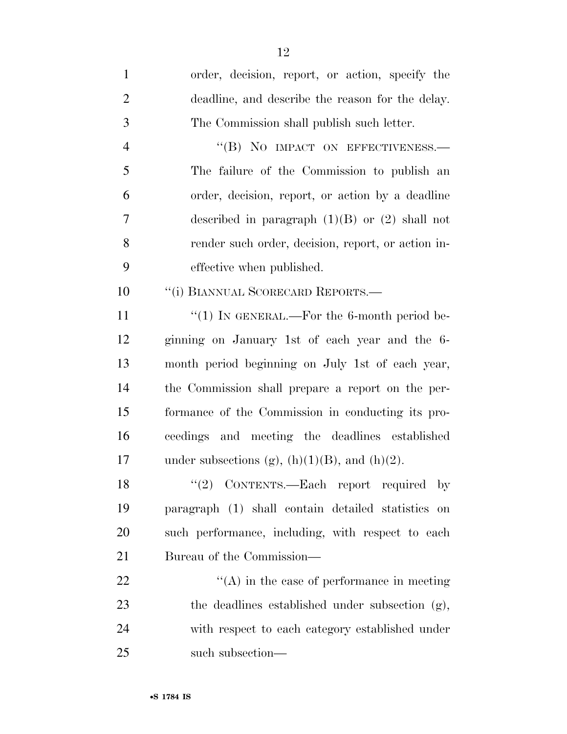order, decision, report, or action, specify the deadline, and describe the reason for the delay. The Commission shall publish such letter.

"(B) NO IMPACT ON EFFECTIVENESS.—The failure of the Commission to publish an order, decision, report, or action by a deadline described in paragraph (1)(B) or (2) shall not render such order, decision, report, or action ineffective when published.

"(i) BIANNUAL SCORECARD REPORTS.—

"(1) IN GENERAL.—For the 6-month period beginning on January 1st of each year and the 6-month period beginning on July 1st of each year, the Commission shall prepare a report on the performance of the Commission in conducting its proceedings and meeting the deadlines established under subsections (g), (h)(1)(B), and (h)(2).

"(2) CONTENTS.—Each report required by paragraph (1) shall contain detailed statistics on such performance, including, with respect to each Bureau of the Commission—

"(A) in the case of performance in meeting the deadlines established under subsection (g), with respect to each category established under such subsection—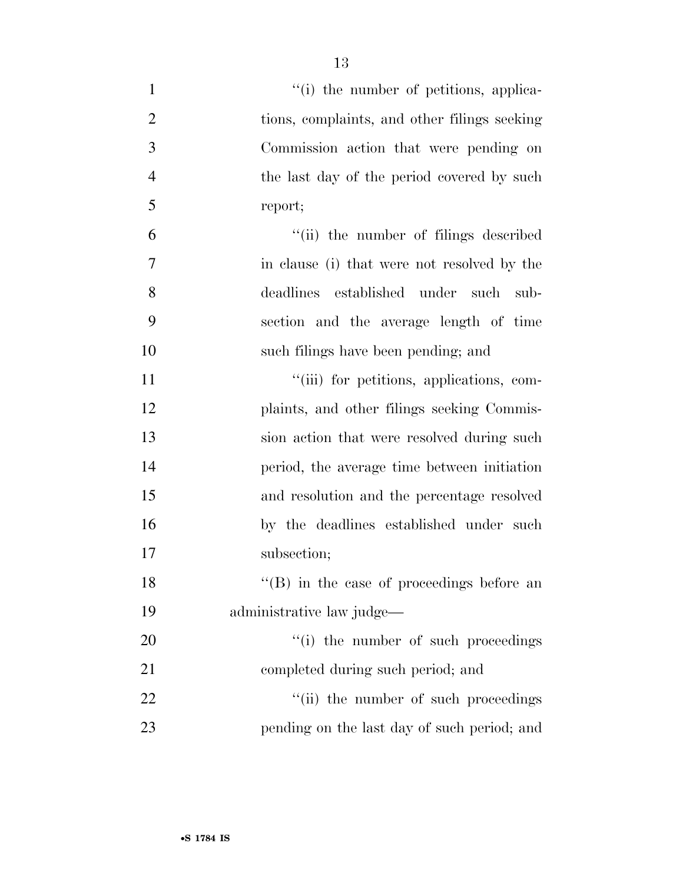"(i) the number of petitions, applications, complaints, and other filings seeking Commission action that were pending on the last day of the period covered by such report;

"(ii) the number of filings described in clause (i) that were not resolved by the deadlines established under such subsection and the average length of time such filings have been pending; and

"(iii) for petitions, applications, complaints, and other filings seeking Commission action that were resolved during such period, the average time between initiation and resolution and the percentage resolved by the deadlines established under such subsection;

"(B) in the case of proceedings before an administrative law judge—

"(i) the number of such proceedings completed during such period; and

"(ii) the number of such proceedings pending on the last day of such period; and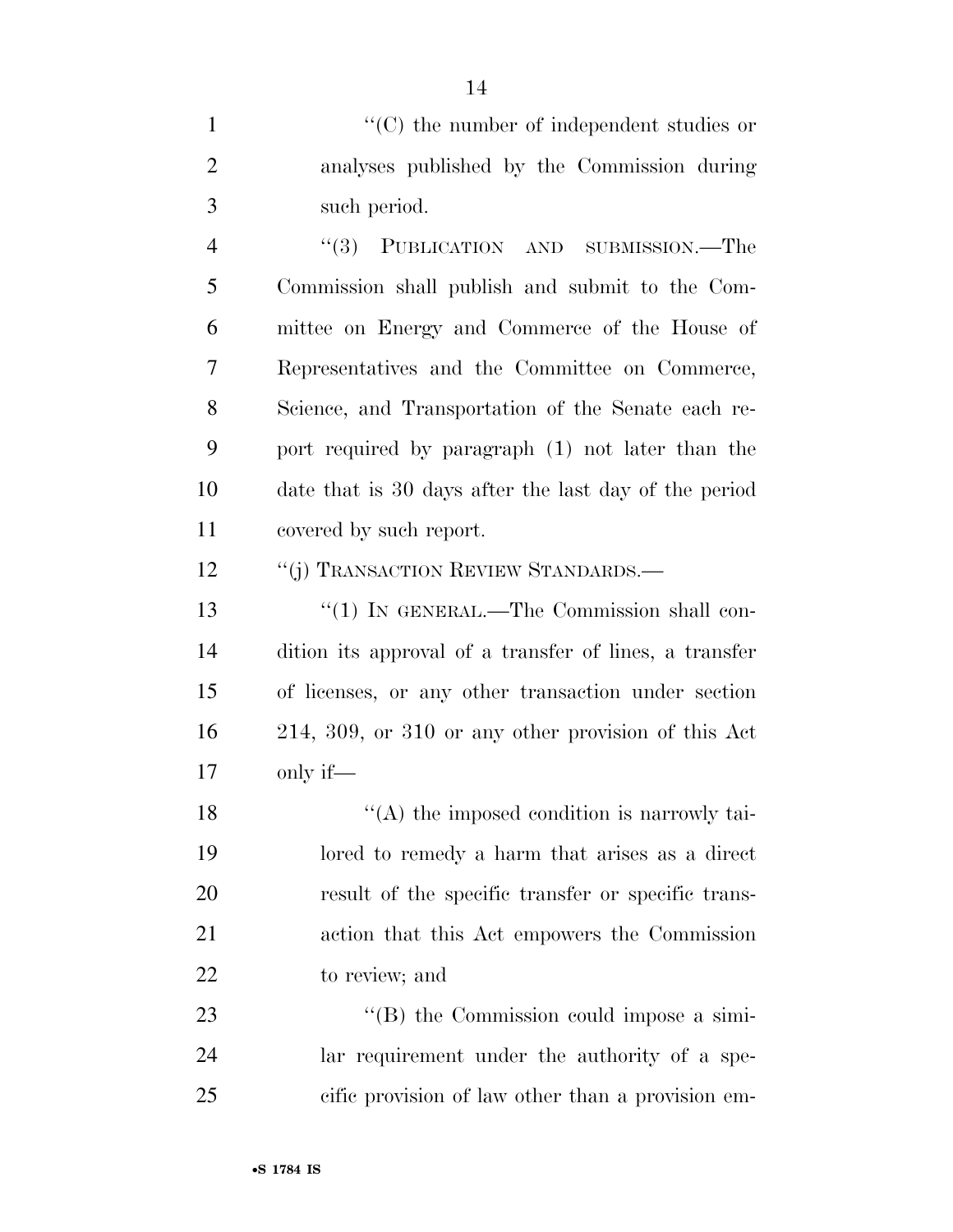''(C) the number of independent studies or analyses published by the Commission during such period.

''(3) PUBLICATION AND SUBMISSION.—The Commission shall publish and submit to the Committee on Energy and Commerce of the House of Representatives and the Committee on Commerce, Science, and Transportation of the Senate each report required by paragraph (1) not later than the date that is 30 days after the last day of the period covered by such report.

''(j) TRANSACTION REVIEW STANDARDS.—

''(1) IN GENERAL.—The Commission shall condition its approval of a transfer of lines, a transfer of licenses, or any other transaction under section 214, 309, or 310 or any other provision of this Act only if—

''(A) the imposed condition is narrowly tailored to remedy a harm that arises as a direct result of the specific transfer or specific transaction that this Act empowers the Commission to review; and

''(B) the Commission could impose a similar requirement under the authority of a specific provision of law other than a provision em-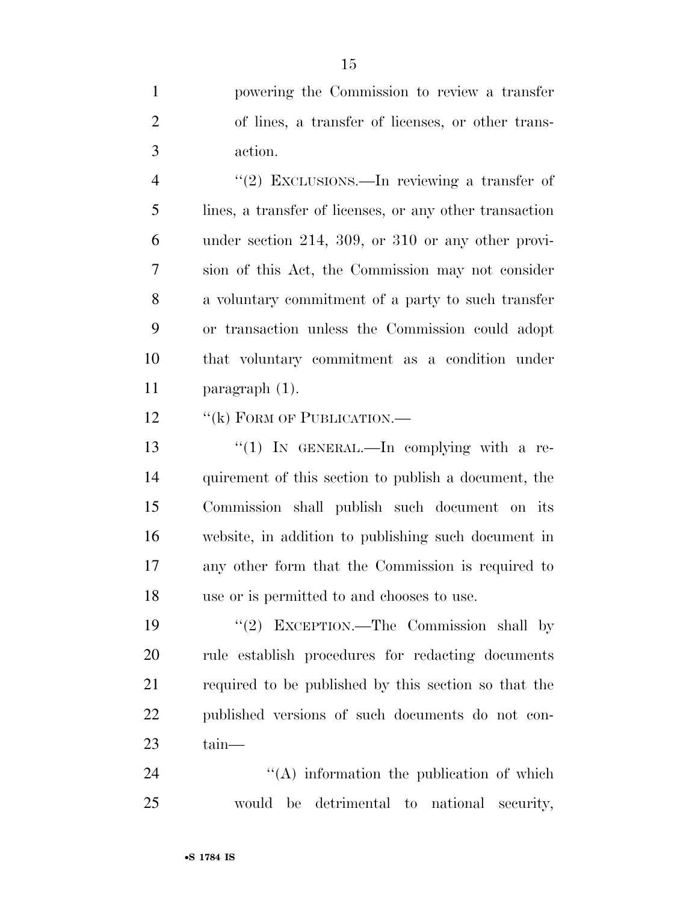powering the Commission to review a transfer of lines, a transfer of licenses, or other transaction.

"(2) EXCLUSIONS.—In reviewing a transfer of lines, a transfer of licenses, or any other transaction under section 214, 309, or 310 or any other provision of this Act, the Commission may not consider a voluntary commitment of a party to such transfer or transaction unless the Commission could adopt that voluntary commitment as a condition under paragraph (1).

"(k) FORM OF PUBLICATION.—

"(1) IN GENERAL.—In complying with a requirement of this section to publish a document, the Commission shall publish such document on its website, in addition to publishing such document in any other form that the Commission is required to use or is permitted to and chooses to use.

"(2) EXCEPTION.—The Commission shall by rule establish procedures for redacting documents required to be published by this section so that the published versions of such documents do not contain—

"(A) information the publication of which would be detrimental to national security,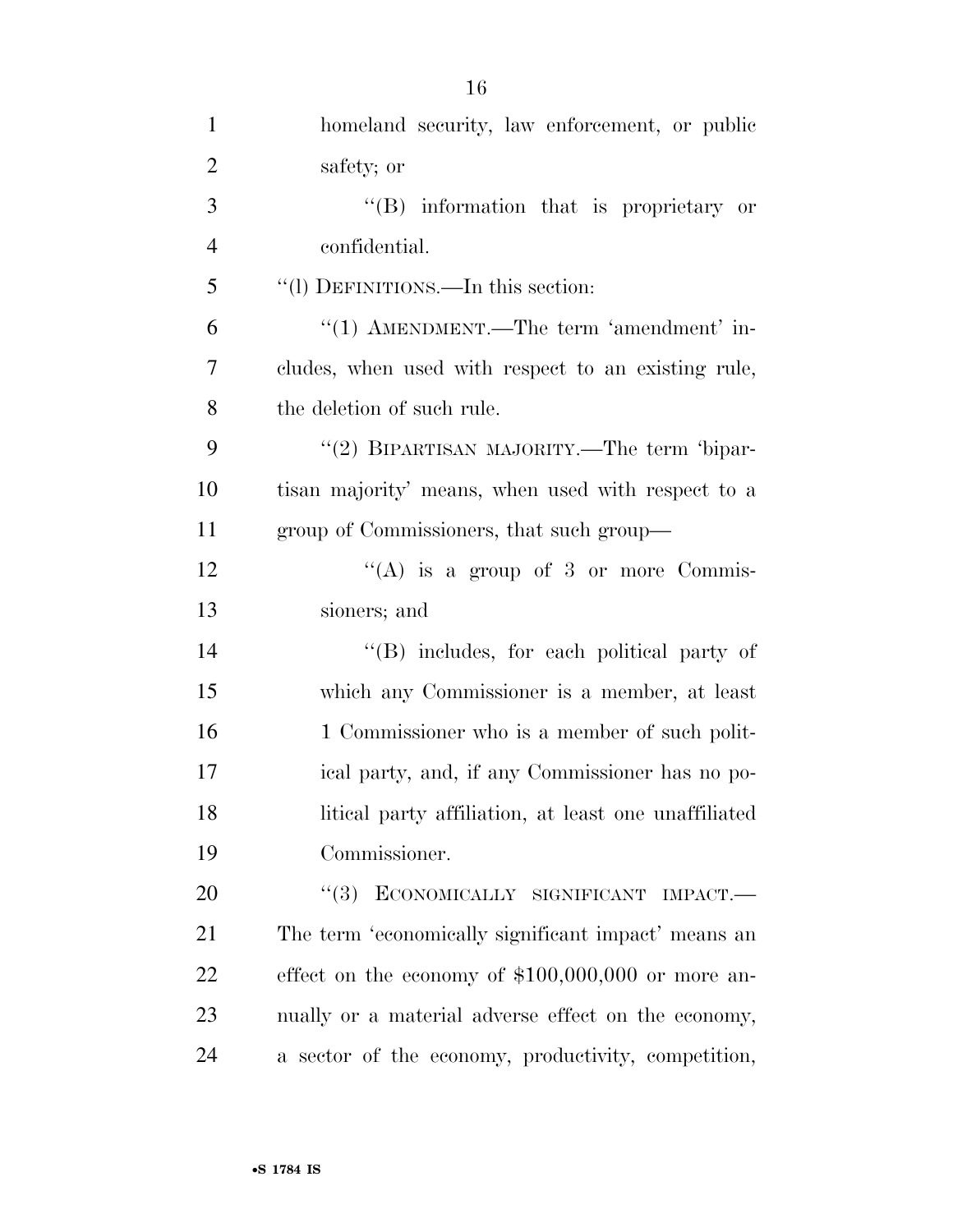homeland security, law enforcement, or public safety; or

"(B) information that is proprietary or confidential.

"(l) DEFINITIONS.—In this section:

"(1) AMENDMENT.—The term 'amendment' includes, when used with respect to an existing rule, the deletion of such rule.

"(2) BIPARTISAN MAJORITY.—The term 'bipartisan majority' means, when used with respect to a group of Commissioners, that such group—

"(A) is a group of 3 or more Commissioners; and

"(B) includes, for each political party of which any Commissioner is a member, at least 1 Commissioner who is a member of such political party, and, if any Commissioner has no political party affiliation, at least one unaffiliated Commissioner.

"(3) ECONOMICALLY SIGNIFICANT IMPACT.—The term 'economically significant impact' means an effect on the economy of $100,000,000 or more annually or a material adverse effect on the economy, a sector of the economy, productivity, competition,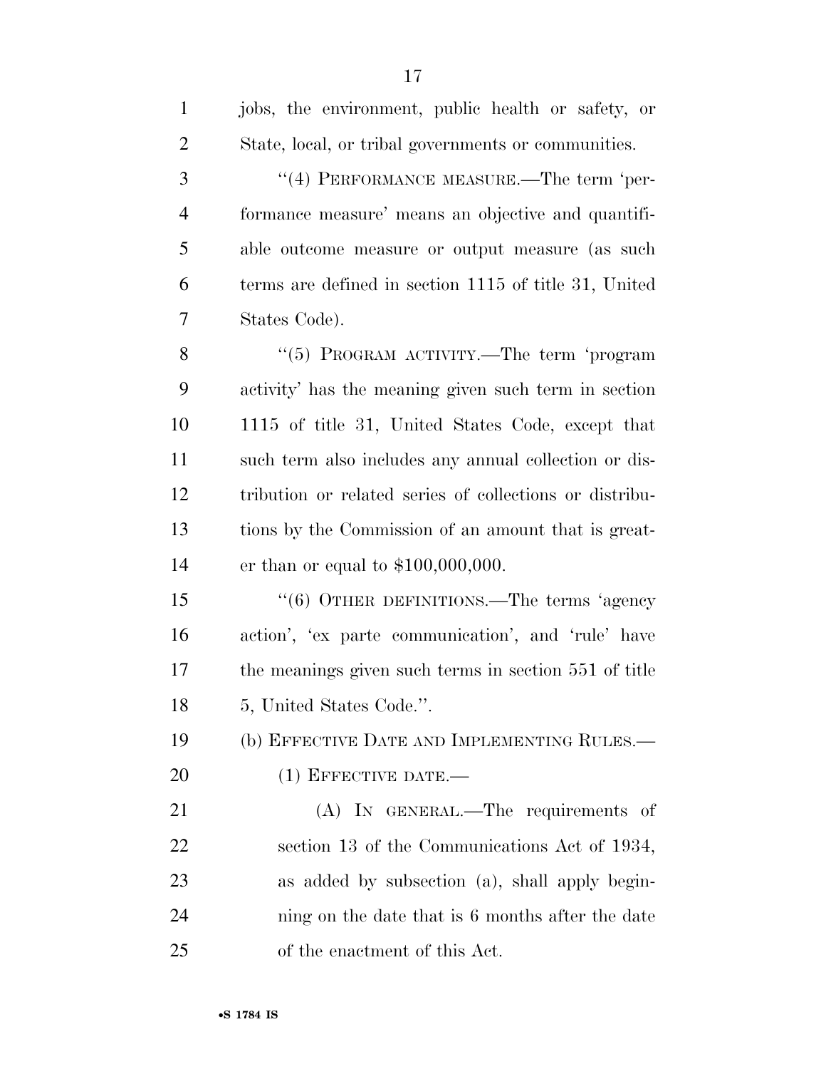jobs, the environment, public health or safety, or State, local, or tribal governments or communities.

"(4) PERFORMANCE MEASURE.—The term 'performance measure' means an objective and quantifiable outcome measure or output measure (as such terms are defined in section 1115 of title 31, United States Code).

"(5) PROGRAM ACTIVITY.—The term 'program activity' has the meaning given such term in section 1115 of title 31, United States Code, except that such term also includes any annual collection or distribution or related series of collections or distributions by the Commission of an amount that is greater than or equal to $100,000,000.

"(6) OTHER DEFINITIONS.—The terms 'agency action', 'ex parte communication', and 'rule' have the meanings given such terms in section 551 of title 5, United States Code.".

(b) EFFECTIVE DATE AND IMPLEMENTING RULES.—

(1) EFFECTIVE DATE.—

(A) IN GENERAL.—The requirements of section 13 of the Communications Act of 1934, as added by subsection (a), shall apply beginning on the date that is 6 months after the date of the enactment of this Act.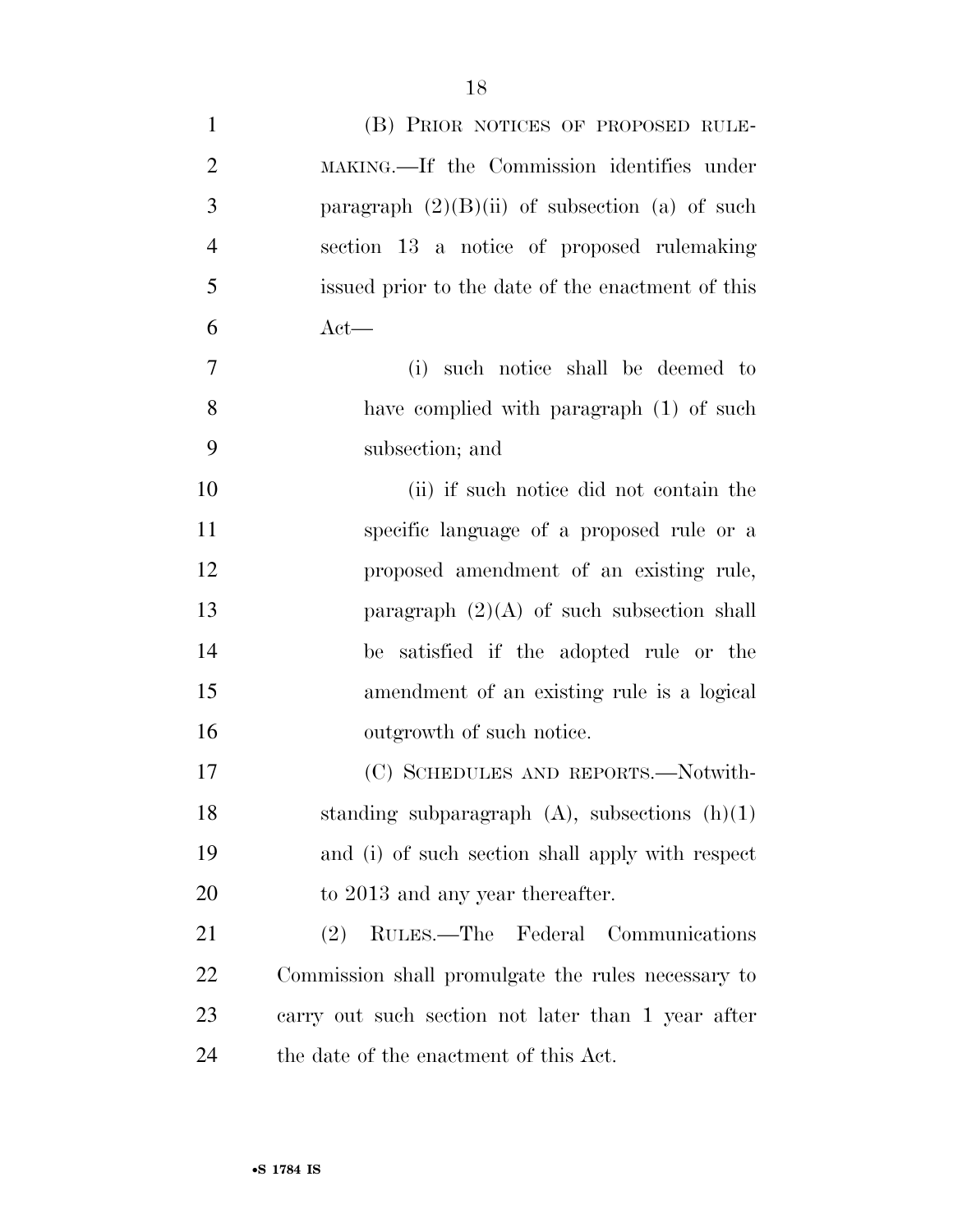(B) PRIOR NOTICES OF PROPOSED RULEMAKING.—If the Commission identifies under paragraph (2)(B)(ii) of subsection (a) of such section 13 a notice of proposed rulemaking issued prior to the date of the enactment of this Act—

(i) such notice shall be deemed to have complied with paragraph (1) of such subsection; and

(ii) if such notice did not contain the specific language of a proposed rule or a proposed amendment of an existing rule, paragraph (2)(A) of such subsection shall be satisfied if the adopted rule or the amendment of an existing rule is a logical outgrowth of such notice.

(C) SCHEDULES AND REPORTS.—Notwithstanding subparagraph (A), subsections (h)(1) and (i) of such section shall apply with respect to 2013 and any year thereafter.

(2) RULES.—The Federal Communications Commission shall promulgate the rules necessary to carry out such section not later than 1 year after the date of the enactment of this Act.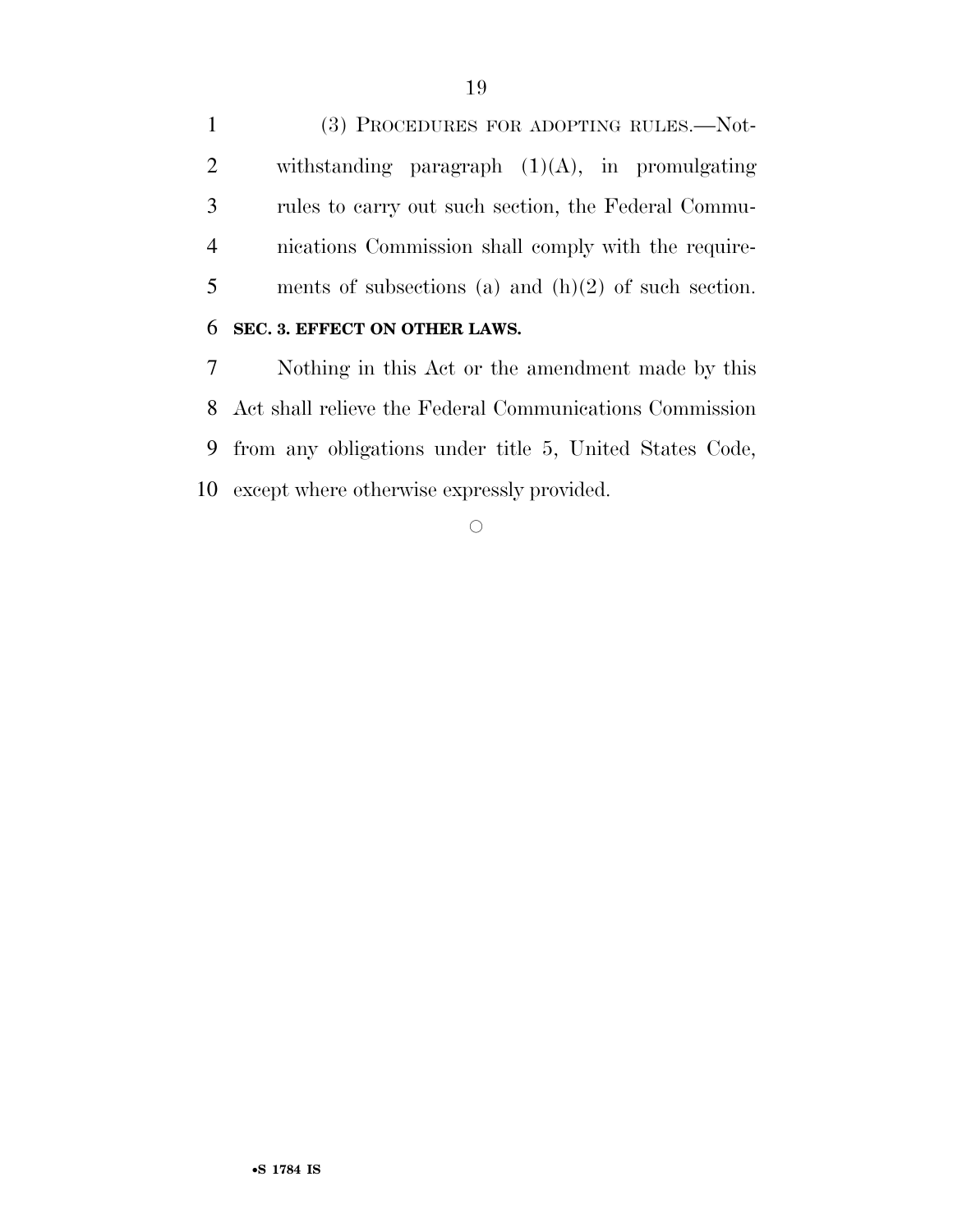(3) PROCEDURES FOR ADOPTING RULES.—Notwithstanding paragraph (1)(A), in promulgating rules to carry out such section, the Federal Communications Commission shall comply with the requirements of subsections (a) and (h)(2) of such section.

## SEC. 3. EFFECT ON OTHER LAWS.

Nothing in this Act or the amendment made by this Act shall relieve the Federal Communications Commission from any obligations under title 5, United States Code, except where otherwise expressly provided.

○